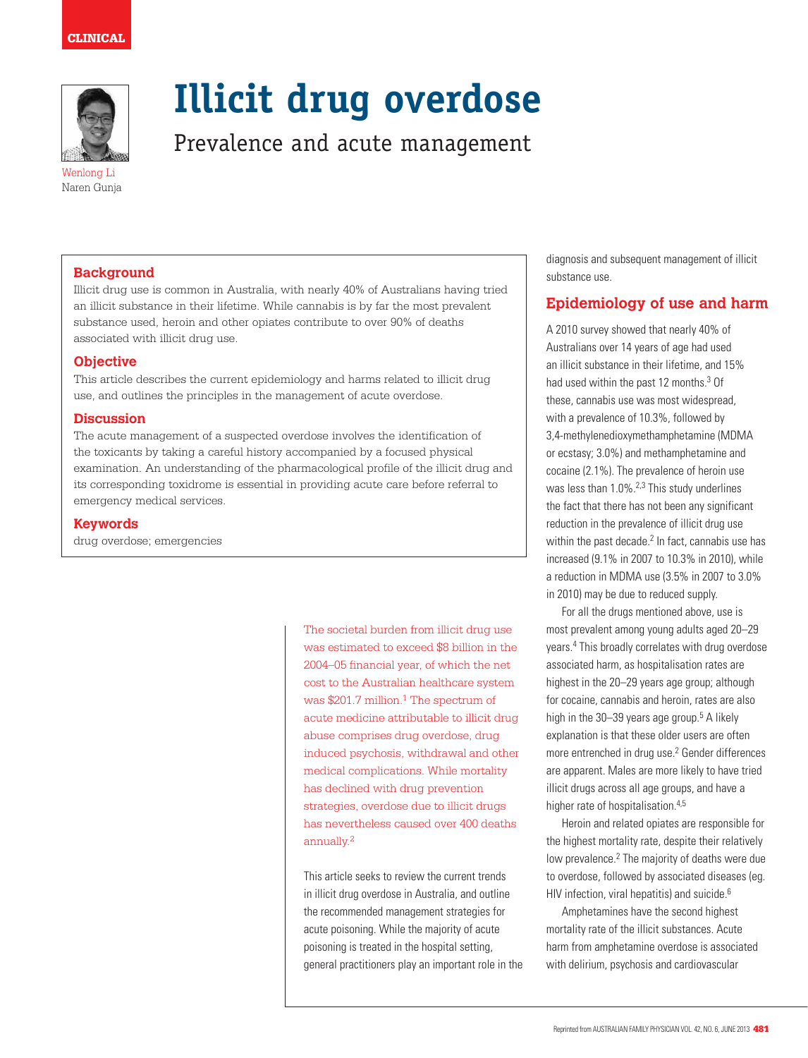CLINICAL

# Illicit drug overdose

## Prevalence and acute management

Wenlong Li
Naren Gunja

### Background

Illicit drug use is common in Australia, with nearly 40% of Australians having tried an illicit substance in their lifetime. While cannabis is by far the most prevalent substance used, heroin and other opiates contribute to over 90% of deaths associated with illicit drug use.

### Objective

This article describes the current epidemiology and harms related to illicit drug use, and outlines the principles in the management of acute overdose.

### Discussion

The acute management of a suspected overdose involves the identification of the toxicants by taking a careful history accompanied by a focused physical examination. An understanding of the pharmacological profile of the illicit drug and its corresponding toxidrome is essential in providing acute care before referral to emergency medical services.

### Keywords

drug overdose; emergencies

The societal burden from illicit drug use was estimated to exceed $8 billion in the 2004–05 financial year, of which the net cost to the Australian healthcare system was $201.7 million.[1] The spectrum of acute medicine attributable to illicit drug abuse comprises drug overdose, drug induced psychosis, withdrawal and other medical complications. While mortality has declined with drug prevention strategies, overdose due to illicit drugs has nevertheless caused over 400 deaths annually.[2]

This article seeks to review the current trends in illicit drug overdose in Australia, and outline the recommended management strategies for acute poisoning. While the majority of acute poisoning is treated in the hospital setting, general practitioners play an important role in the diagnosis and subsequent management of illicit substance use.

## Epidemiology of use and harm

A 2010 survey showed that nearly 40% of Australians over 14 years of age had used an illicit substance in their lifetime, and 15% had used within the past 12 months.[3] Of these, cannabis use was most widespread, with a prevalence of 10.3%, followed by 3,4-methylenedioxymethamphetamine (MDMA or ecstasy; 3.0%) and methamphetamine and cocaine (2.1%). The prevalence of heroin use was less than 1.0%.[2,3] This study underlines the fact that there has not been any significant reduction in the prevalence of illicit drug use within the past decade.[2] In fact, cannabis use has increased (9.1% in 2007 to 10.3% in 2010), while a reduction in MDMA use (3.5% in 2007 to 3.0% in 2010) may be due to reduced supply.

For all the drugs mentioned above, use is most prevalent among young adults aged 20–29 years.[4] This broadly correlates with drug overdose associated harm, as hospitalisation rates are highest in the 20–29 years age group; although for cocaine, cannabis and heroin, rates are also high in the 30–39 years age group.[5] A likely explanation is that these older users are often more entrenched in drug use.[2] Gender differences are apparent. Males are more likely to have tried illicit drugs across all age groups, and have a higher rate of hospitalisation.[4,5]

Heroin and related opiates are responsible for the highest mortality rate, despite their relatively low prevalence.[2] The majority of deaths were due to overdose, followed by associated diseases (eg. HIV infection, viral hepatitis) and suicide.[6]

Amphetamines have the second highest mortality rate of the illicit substances. Acute harm from amphetamine overdose is associated with delirium, psychosis and cardiovascular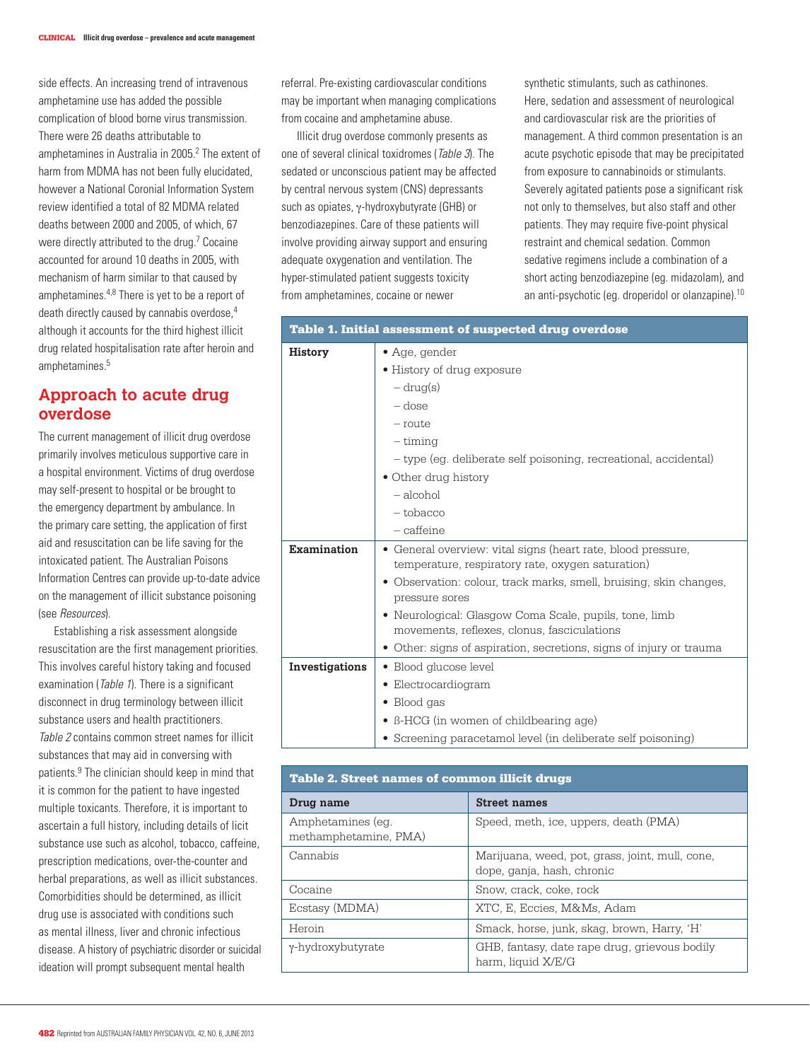side effects. An increasing trend of intravenous amphetamine use has added the possible complication of blood borne virus transmission. There were 26 deaths attributable to amphetamines in Australia in 2005.[2] The extent of harm from MDMA has not been fully elucidated, however a National Coronial Information System review identified a total of 82 MDMA related deaths between 2000 and 2005, of which, 67 were directly attributed to the drug.[7] Cocaine accounted for around 10 deaths in 2005, with mechanism of harm similar to that caused by amphetamines.[4,8] There is yet to be a report of death directly caused by cannabis overdose,[4] although it accounts for the third highest illicit drug related hospitalisation rate after heroin and amphetamines.[5]

## Approach to acute drug overdose

The current management of illicit drug overdose primarily involves meticulous supportive care in a hospital environment. Victims of drug overdose may self-present to hospital or be brought to the emergency department by ambulance. In the primary care setting, the application of first aid and resuscitation can be life saving for the intoxicated patient. The Australian Poisons Information Centres can provide up-to-date advice on the management of illicit substance poisoning (see *Resources*).

Establishing a risk assessment alongside resuscitation are the first management priorities. This involves careful history taking and focused examination (*Table 1*). There is a significant disconnect in drug terminology between illicit substance users and health practitioners. *Table 2* contains common street names for illicit substances that may aid in conversing with patients.[9] The clinician should keep in mind that it is common for the patient to have ingested multiple toxicants. Therefore, it is important to ascertain a full history, including details of licit substance use such as alcohol, tobacco, caffeine, prescription medications, over-the-counter and herbal preparations, as well as illicit substances. Comorbidities should be determined, as illicit drug use is associated with conditions such as mental illness, liver and chronic infectious disease. A history of psychiatric disorder or suicidal ideation will prompt subsequent mental health referral. Pre-existing cardiovascular conditions may be important when managing complications from cocaine and amphetamine abuse.

Illicit drug overdose commonly presents as one of several clinical toxidromes (*Table 3*). The sedated or unconscious patient may be affected by central nervous system (CNS) depressants such as opiates, γ-hydroxybutyrate (GHB) or benzodiazepines. Care of these patients will involve providing airway support and ensuring adequate oxygenation and ventilation. The hyper-stimulated patient suggests toxicity from amphetamines, cocaine or newer synthetic stimulants, such as cathinones. Here, sedation and assessment of neurological and cardiovascular risk are the priorities of management. A third common presentation is an acute psychotic episode that may be precipitated from exposure to cannabinoids or stimulants. Severely agitated patients pose a significant risk not only to themselves, but also staff and other patients. They may require five-point physical restraint and chemical sedation. Common sedative regimens include a combination of a short acting benzodiazepine (eg. midazolam), and an anti-psychotic (eg. droperidol or olanzapine).[10]

**Table 1. Initial assessment of suspected drug overdose**

| | |
|---|---|
| **History** | • Age, gender<br>• History of drug exposure<br>– drug(s)<br>– dose<br>– route<br>– timing<br>– type (eg. deliberate self poisoning, recreational, accidental)<br>• Other drug history<br>– alcohol<br>– tobacco<br>– caffeine |
| **Examination** | • General overview: vital signs (heart rate, blood pressure, temperature, respiratory rate, oxygen saturation)<br>• Observation: colour, track marks, smell, bruising, skin changes, pressure sores<br>• Neurological: Glasgow Coma Scale, pupils, tone, limb movements, reflexes, clonus, fasciculations<br>• Other: signs of aspiration, secretions, signs of injury or trauma |
| **Investigations** | • Blood glucose level<br>• Electrocardiogram<br>• Blood gas<br>• ß-HCG (in women of childbearing age)<br>• Screening paracetamol level (in deliberate self poisoning) |

**Table 2. Street names of common illicit drugs**

| Drug name | Street names |
|---|---|
| Amphetamines (eg. methamphetamine, PMA) | Speed, meth, ice, uppers, death (PMA) |
| Cannabis | Marijuana, weed, pot, grass, joint, mull, cone, dope, ganja, hash, chronic |
| Cocaine | Snow, crack, coke, rock |
| Ecstasy (MDMA) | XTC, E, Eccies, M&Ms, Adam |
| Heroin | Smack, horse, junk, skag, brown, Harry, 'H' |
| γ-hydroxybutyrate | GHB, fantasy, date rape drug, grievous bodily harm, liquid X/E/G |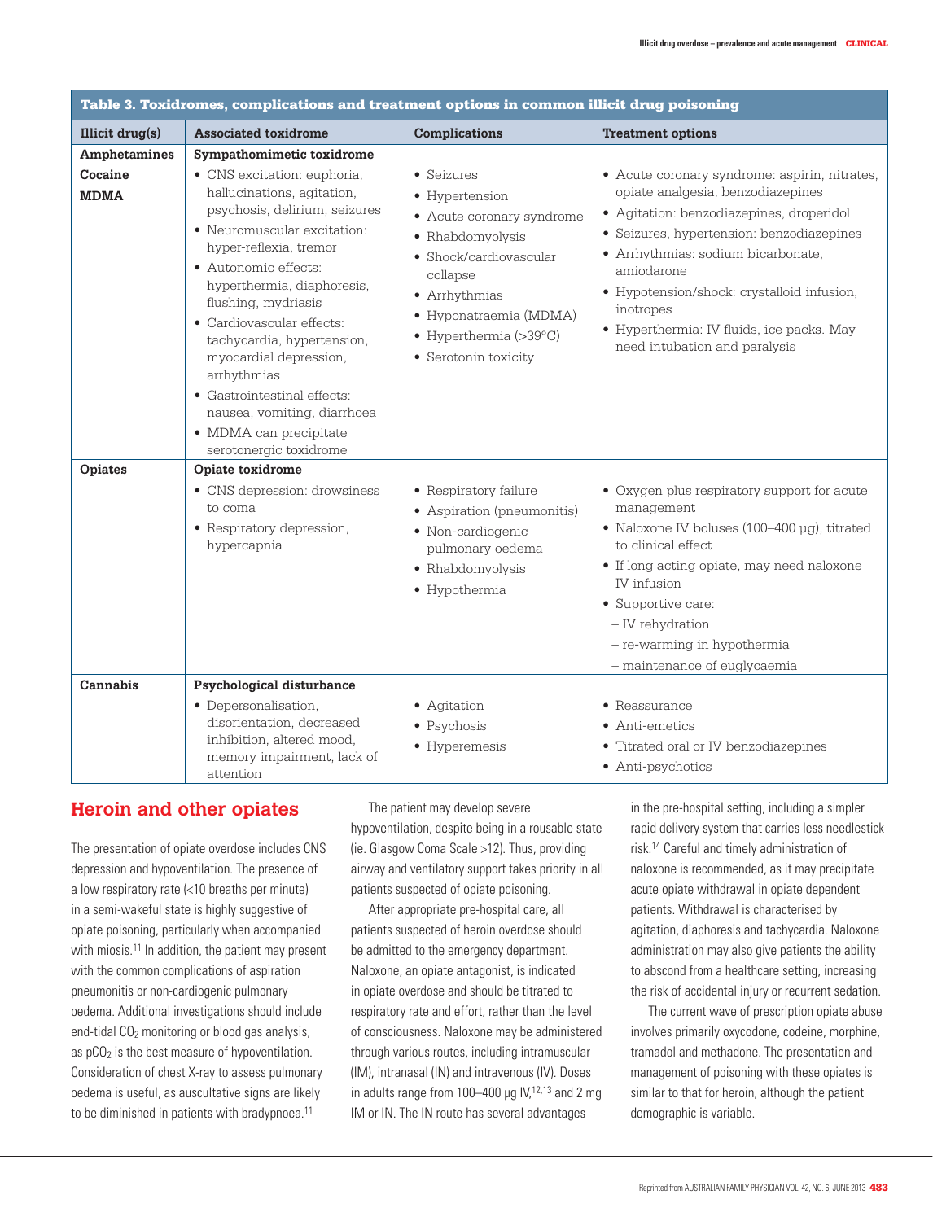**Table 3. Toxidromes, complications and treatment options in common illicit drug poisoning**

| Illicit drug(s) | Associated toxidrome | Complications | Treatment options |
|---|---|---|---|
| **Amphetamines**<br>**Cocaine**<br>**MDMA** | **Sympathomimetic toxidrome**<br>• CNS excitation: euphoria, hallucinations, agitation, psychosis, delirium, seizures<br>• Neuromuscular excitation: hyper-reflexia, tremor<br>• Autonomic effects: hyperthermia, diaphoresis, flushing, mydriasis<br>• Cardiovascular effects: tachycardia, hypertension, myocardial depression, arrhythmias<br>• Gastrointestinal effects: nausea, vomiting, diarrhoea<br>• MDMA can precipitate serotonergic toxidrome | • Seizures<br>• Hypertension<br>• Acute coronary syndrome<br>• Rhabdomyolysis<br>• Shock/cardiovascular collapse<br>• Arrhythmias<br>• Hyponatraemia (MDMA)<br>• Hyperthermia (>39°C)<br>• Serotonin toxicity | • Acute coronary syndrome: aspirin, nitrates, opiate analgesia, benzodiazepines<br>• Agitation: benzodiazepines, droperidol<br>• Seizures, hypertension: benzodiazepines<br>• Arrhythmias: sodium bicarbonate, amiodarone<br>• Hypotension/shock: crystalloid infusion, inotropes<br>• Hyperthermia: IV fluids, ice packs. May need intubation and paralysis |
| **Opiates** | **Opiate toxidrome**<br>• CNS depression: drowsiness to coma<br>• Respiratory depression, hypercapnia | • Respiratory failure<br>• Aspiration (pneumonitis)<br>• Non-cardiogenic pulmonary oedema<br>• Rhabdomyolysis<br>• Hypothermia | • Oxygen plus respiratory support for acute management<br>• Naloxone IV boluses (100–400 µg), titrated to clinical effect<br>• If long acting opiate, may need naloxone IV infusion<br>• Supportive care:<br>– IV rehydration<br>– re-warming in hypothermia<br>– maintenance of euglycaemia |
| **Cannabis** | **Psychological disturbance**<br>• Depersonalisation, disorientation, decreased inhibition, altered mood, memory impairment, lack of attention | • Agitation<br>• Psychosis<br>• Hyperemesis | • Reassurance<br>• Anti-emetics<br>• Titrated oral or IV benzodiazepines<br>• Anti-psychotics |

## Heroin and other opiates

The presentation of opiate overdose includes CNS depression and hypoventilation. The presence of a low respiratory rate (<10 breaths per minute) in a semi-wakeful state is highly suggestive of opiate poisoning, particularly when accompanied with miosis.[11] In addition, the patient may present with the common complications of aspiration pneumonitis or non-cardiogenic pulmonary oedema. Additional investigations should include end-tidal $CO_2$ monitoring or blood gas analysis, as $pCO_2$ is the best measure of hypoventilation. Consideration of chest X-ray to assess pulmonary oedema is useful, as auscultative signs are likely to be diminished in patients with bradypnoea.[11]

The patient may develop severe hypoventilation, despite being in a rousable state (ie. Glasgow Coma Scale >12). Thus, providing airway and ventilatory support takes priority in all patients suspected of opiate poisoning.

After appropriate pre-hospital care, all patients suspected of heroin overdose should be admitted to the emergency department. Naloxone, an opiate antagonist, is indicated in opiate overdose and should be titrated to respiratory rate and effort, rather than the level of consciousness. Naloxone may be administered through various routes, including intramuscular (IM), intranasal (IN) and intravenous (IV). Doses in adults range from 100–400 µg IV,[12,13] and 2 mg IM or IN. The IN route has several advantages in the pre-hospital setting, including a simpler rapid delivery system that carries less needlestick risk.[14] Careful and timely administration of naloxone is recommended, as it may precipitate acute opiate withdrawal in opiate dependent patients. Withdrawal is characterised by agitation, diaphoresis and tachycardia. Naloxone administration may also give patients the ability to abscond from a healthcare setting, increasing the risk of accidental injury or recurrent sedation.

The current wave of prescription opiate abuse involves primarily oxycodone, codeine, morphine, tramadol and methadone. The presentation and management of poisoning with these opiates is similar to that for heroin, although the patient demographic is variable.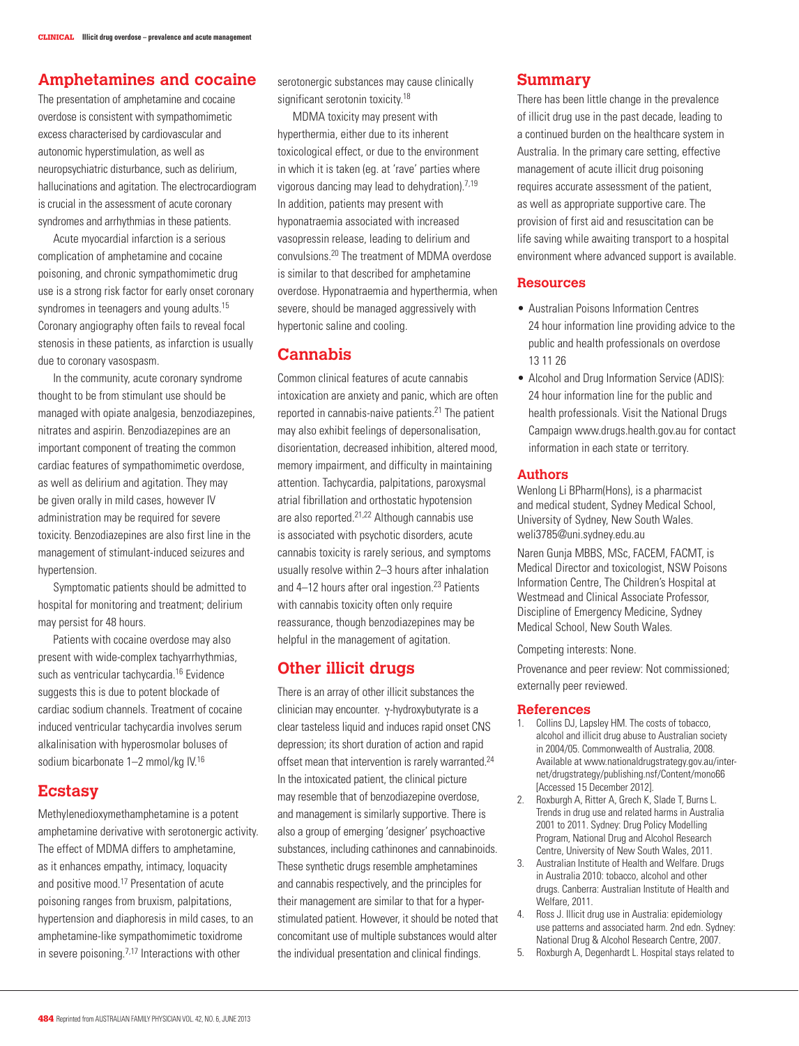## Amphetamines and cocaine

The presentation of amphetamine and cocaine overdose is consistent with sympathomimetic excess characterised by cardiovascular and autonomic hyperstimulation, as well as neuropsychiatric disturbance, such as delirium, hallucinations and agitation. The electrocardiogram is crucial in the assessment of acute coronary syndromes and arrhythmias in these patients.

Acute myocardial infarction is a serious complication of amphetamine and cocaine poisoning, and chronic sympathomimetic drug use is a strong risk factor for early onset coronary syndromes in teenagers and young adults.[15] Coronary angiography often fails to reveal focal stenosis in these patients, as infarction is usually due to coronary vasospasm.

In the community, acute coronary syndrome thought to be from stimulant use should be managed with opiate analgesia, benzodiazepines, nitrates and aspirin. Benzodiazepines are an important component of treating the common cardiac features of sympathomimetic overdose, as well as delirium and agitation. They may be given orally in mild cases, however IV administration may be required for severe toxicity. Benzodiazepines are also first line in the management of stimulant-induced seizures and hypertension.

Symptomatic patients should be admitted to hospital for monitoring and treatment; delirium may persist for 48 hours.

Patients with cocaine overdose may also present with wide-complex tachyarrhythmias, such as ventricular tachycardia.[16] Evidence suggests this is due to potent blockade of cardiac sodium channels. Treatment of cocaine induced ventricular tachycardia involves serum alkalinisation with hyperosmolar boluses of sodium bicarbonate 1–2 mmol/kg IV.[16]

## Ecstasy

Methylenedioxymethamphetamine is a potent amphetamine derivative with serotonergic activity. The effect of MDMA differs to amphetamine, as it enhances empathy, intimacy, loquacity and positive mood.[17] Presentation of acute poisoning ranges from bruxism, palpitations, hypertension and diaphoresis in mild cases, to an amphetamine-like sympathomimetic toxidrome in severe poisoning.[7,17] Interactions with other serotonergic substances may cause clinically significant serotonin toxicity.[18]

MDMA toxicity may present with hyperthermia, either due to its inherent toxicological effect, or due to the environment in which it is taken (eg. at 'rave' parties where vigorous dancing may lead to dehydration).[7,19] In addition, patients may present with hyponatraemia associated with increased vasopressin release, leading to delirium and convulsions.[20] The treatment of MDMA overdose is similar to that described for amphetamine overdose. Hyponatraemia and hyperthermia, when severe, should be managed aggressively with hypertonic saline and cooling.

## Cannabis

Common clinical features of acute cannabis intoxication are anxiety and panic, which are often reported in cannabis-naive patients.[21] The patient may also exhibit feelings of depersonalisation, disorientation, decreased inhibition, altered mood, memory impairment, and difficulty in maintaining attention. Tachycardia, palpitations, paroxysmal atrial fibrillation and orthostatic hypotension are also reported.[21,22] Although cannabis use is associated with psychotic disorders, acute cannabis toxicity is rarely serious, and symptoms usually resolve within 2–3 hours after inhalation and 4–12 hours after oral ingestion.[23] Patients with cannabis toxicity often only require reassurance, though benzodiazepines may be helpful in the management of agitation.

## Other illicit drugs

There is an array of other illicit substances the clinician may encounter. $\gamma$-hydroxybutyrate is a clear tasteless liquid and induces rapid onset CNS depression; its short duration of action and rapid offset mean that intervention is rarely warranted.[24] In the intoxicated patient, the clinical picture may resemble that of benzodiazepine overdose, and management is similarly supportive. There is also a group of emerging 'designer' psychoactive substances, including cathinones and cannabinoids. These synthetic drugs resemble amphetamines and cannabis respectively, and the principles for their management are similar to that for a hyperstimulated patient. However, it should be noted that concomitant use of multiple substances would alter the individual presentation and clinical findings.

## Summary

There has been little change in the prevalence of illicit drug use in the past decade, leading to a continued burden on the healthcare system in Australia. In the primary care setting, effective management of acute illicit drug poisoning requires accurate assessment of the patient, as well as appropriate supportive care. The provision of first aid and resuscitation can be life saving while awaiting transport to a hospital environment where advanced support is available.

### Resources

- Australian Poisons Information Centres 24 hour information line providing advice to the public and health professionals on overdose 13 11 26
- Alcohol and Drug Information Service (ADIS): 24 hour information line for the public and health professionals. Visit the National Drugs Campaign www.drugs.health.gov.au for contact information in each state or territory.

### Authors

Wenlong Li BPharm(Hons), is a pharmacist and medical student, Sydney Medical School, University of Sydney, New South Wales. weli3785@uni.sydney.edu.au

Naren Gunja MBBS, MSc, FACEM, FACMT, is Medical Director and toxicologist, NSW Poisons Information Centre, The Children's Hospital at Westmead and Clinical Associate Professor, Discipline of Emergency Medicine, Sydney Medical School, New South Wales.

Competing interests: None.

Provenance and peer review: Not commissioned; externally peer reviewed.

### References

1. Collins DJ, Lapsley HM. The costs of tobacco, alcohol and illicit drug abuse to Australian society in 2004/05. Commonwealth of Australia, 2008. Available at www.nationaldrugstrategy.gov.au/internet/drugstrategy/publishing.nsf/Content/mono66 [Accessed 15 December 2012].
2. Roxburgh A, Ritter A, Grech K, Slade T, Burns L. Trends in drug use and related harms in Australia 2001 to 2011. Sydney: Drug Policy Modelling Program, National Drug and Alcohol Research Centre, University of New South Wales, 2011.
3. Australian Institute of Health and Welfare. Drugs in Australia 2010: tobacco, alcohol and other drugs. Canberra: Australian Institute of Health and Welfare, 2011.
4. Ross J. Illicit drug use in Australia: epidemiology use patterns and associated harm. 2nd edn. Sydney: National Drug & Alcohol Research Centre, 2007.
5. Roxburgh A, Degenhardt L. Hospital stays related to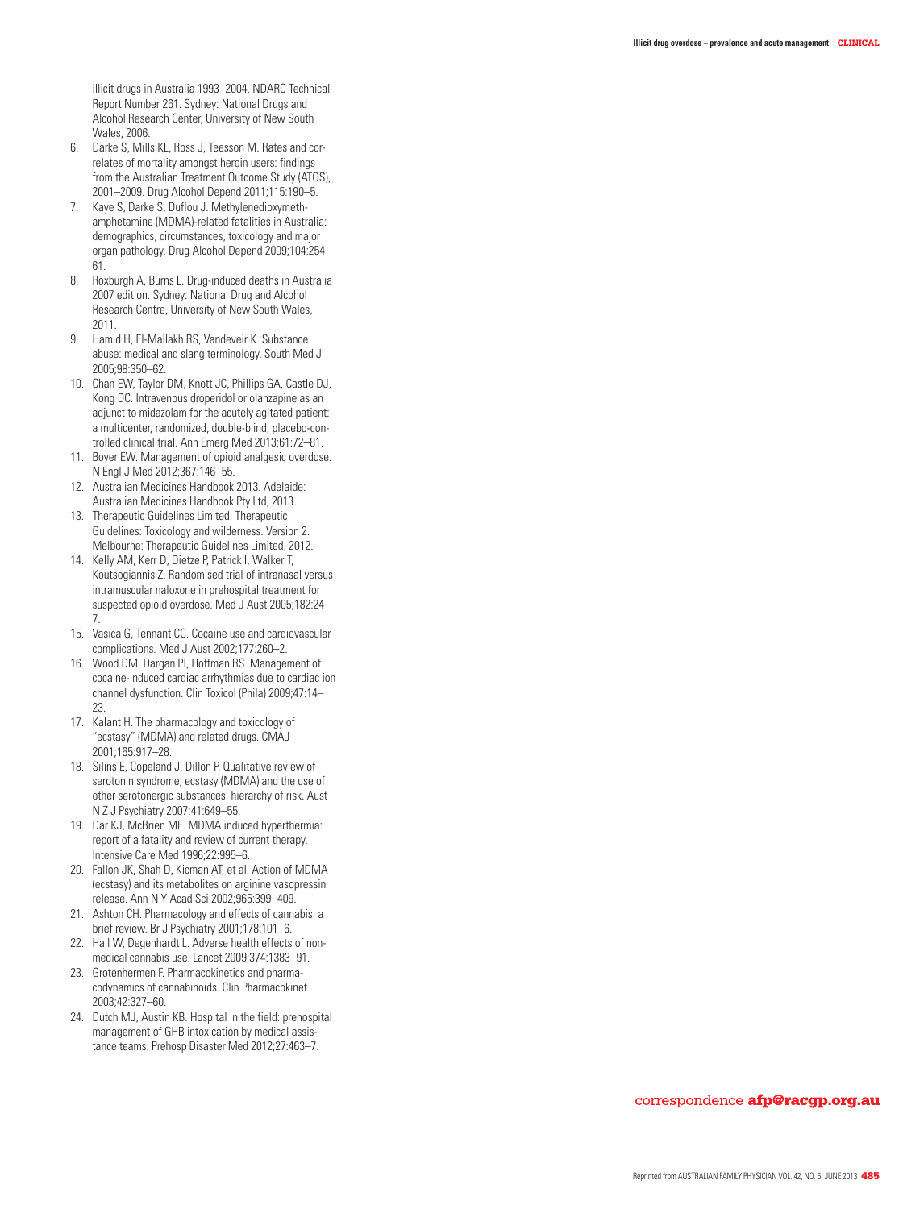illicit drugs in Australia 1993–2004. NDARC Technical Report Number 261. Sydney: National Drugs and Alcohol Research Center, University of New South Wales, 2006.

6. Darke S, Mills KL, Ross J, Teesson M. Rates and correlates of mortality amongst heroin users: findings from the Australian Treatment Outcome Study (ATOS), 2001–2009. Drug Alcohol Depend 2011;115:190–5.
7. Kaye S, Darke S, Duflou J. Methylenedioxymethamphetamine (MDMA)-related fatalities in Australia: demographics, circumstances, toxicology and major organ pathology. Drug Alcohol Depend 2009;104:254–61.
8. Roxburgh A, Burns L. Drug-induced deaths in Australia 2007 edition. Sydney: National Drug and Alcohol Research Centre, University of New South Wales, 2011.
9. Hamid H, El-Mallakh RS, Vandeveir K. Substance abuse: medical and slang terminology. South Med J 2005;98:350–62.
10. Chan EW, Taylor DM, Knott JC, Phillips GA, Castle DJ, Kong DC. Intravenous droperidol or olanzapine as an adjunct to midazolam for the acutely agitated patient: a multicenter, randomized, double-blind, placebo-controlled clinical trial. Ann Emerg Med 2013;61:72–81.
11. Boyer EW. Management of opioid analgesic overdose. N Engl J Med 2012;367:146–55.
12. Australian Medicines Handbook 2013. Adelaide: Australian Medicines Handbook Pty Ltd, 2013.
13. Therapeutic Guidelines Limited. Therapeutic Guidelines: Toxicology and wilderness. Version 2. Melbourne: Therapeutic Guidelines Limited, 2012.
14. Kelly AM, Kerr D, Dietze P, Patrick I, Walker T, Koutsogiannis Z. Randomised trial of intranasal versus intramuscular naloxone in prehospital treatment for suspected opioid overdose. Med J Aust 2005;182:24–7.
15. Vasica G, Tennant CC. Cocaine use and cardiovascular complications. Med J Aust 2002;177:260–2.
16. Wood DM, Dargan PI, Hoffman RS. Management of cocaine-induced cardiac arrhythmias due to cardiac ion channel dysfunction. Clin Toxicol (Phila) 2009;47:14–23.
17. Kalant H. The pharmacology and toxicology of "ecstasy" (MDMA) and related drugs. CMAJ 2001;165:917–28.
18. Silins E, Copeland J, Dillon P. Qualitative review of serotonin syndrome, ecstasy (MDMA) and the use of other serotonergic substances: hierarchy of risk. Aust N Z J Psychiatry 2007;41:649–55.
19. Dar KJ, McBrien ME. MDMA induced hyperthermia: report of a fatality and review of current therapy. Intensive Care Med 1996;22:995–6.
20. Fallon JK, Shah D, Kicman AT, et al. Action of MDMA (ecstasy) and its metabolites on arginine vasopressin release. Ann N Y Acad Sci 2002;965:399–409.
21. Ashton CH. Pharmacology and effects of cannabis: a brief review. Br J Psychiatry 2001;178:101–6.
22. Hall W, Degenhardt L. Adverse health effects of non-medical cannabis use. Lancet 2009;374:1383–91.
23. Grotenhermen F. Pharmacokinetics and pharmacodynamics of cannabinoids. Clin Pharmacokinet 2003;42:327–60.
24. Dutch MJ, Austin KB. Hospital in the field: prehospital management of GHB intoxication by medical assistance teams. Prehosp Disaster Med 2012;27:463–7.

correspondence **afp@racgp.org.au**